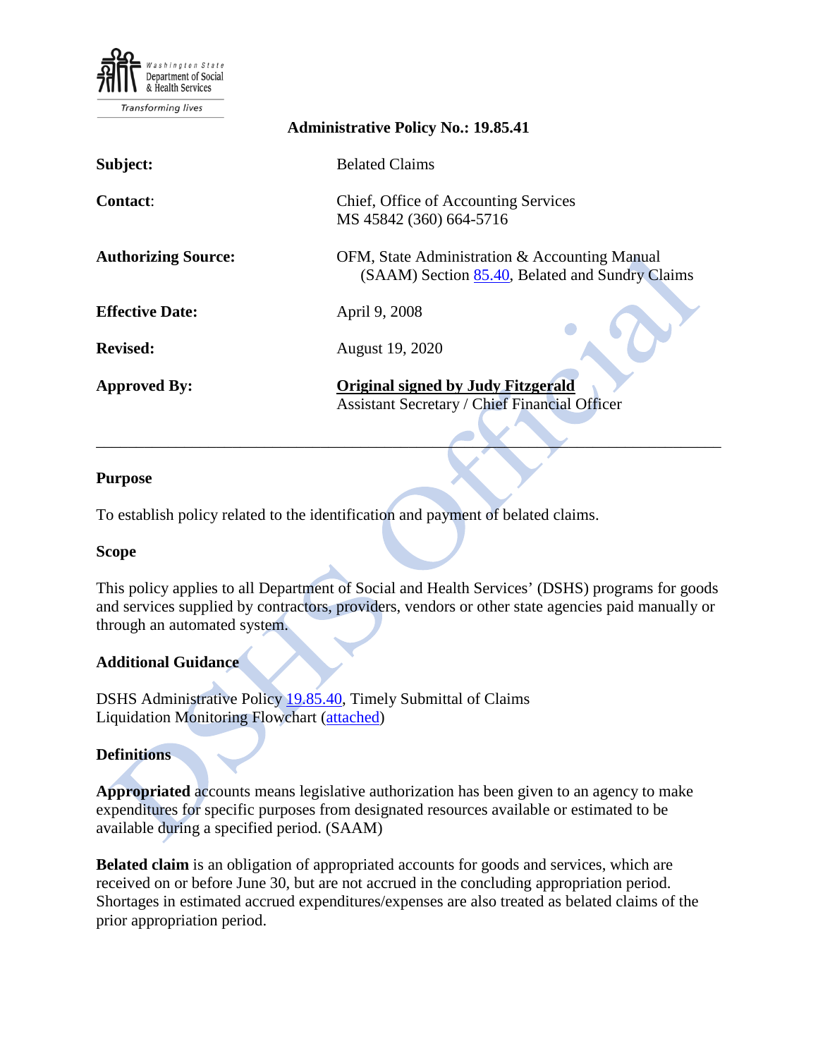Washington State Department of Social & Health Services

Transforming lives

**Administrative Policy No.: 19.85.41**

| | |
|---|---|
| **Subject:** | Belated Claims |
| **Contact:** | Chief, Office of Accounting Services<br>MS 45842 (360) 664-5716 |
| **Authorizing Source:** | OFM, State Administration & Accounting Manual (SAAM) Section 85.40, Belated and Sundry Claims |
| **Effective Date:** | April 9, 2008 |
| **Revised:** | August 19, 2020 |
| **Approved By:** | **Original signed by Judy Fitzgerald**<br>Assistant Secretary / Chief Financial Officer |

---

## Purpose

To establish policy related to the identification and payment of belated claims.

## Scope

This policy applies to all Department of Social and Health Services' (DSHS) programs for goods and services supplied by contractors, providers, vendors or other state agencies paid manually or through an automated system.

## Additional Guidance

DSHS Administrative Policy 19.85.40, Timely Submittal of Claims
Liquidation Monitoring Flowchart (attached)

## Definitions

**Appropriated** accounts means legislative authorization has been given to an agency to make expenditures for specific purposes from designated resources available or estimated to be available during a specified period. (SAAM)

**Belated claim** is an obligation of appropriated accounts for goods and services, which are received on or before June 30, but are not accrued in the concluding appropriation period. Shortages in estimated accrued expenditures/expenses are also treated as belated claims of the prior appropriation period.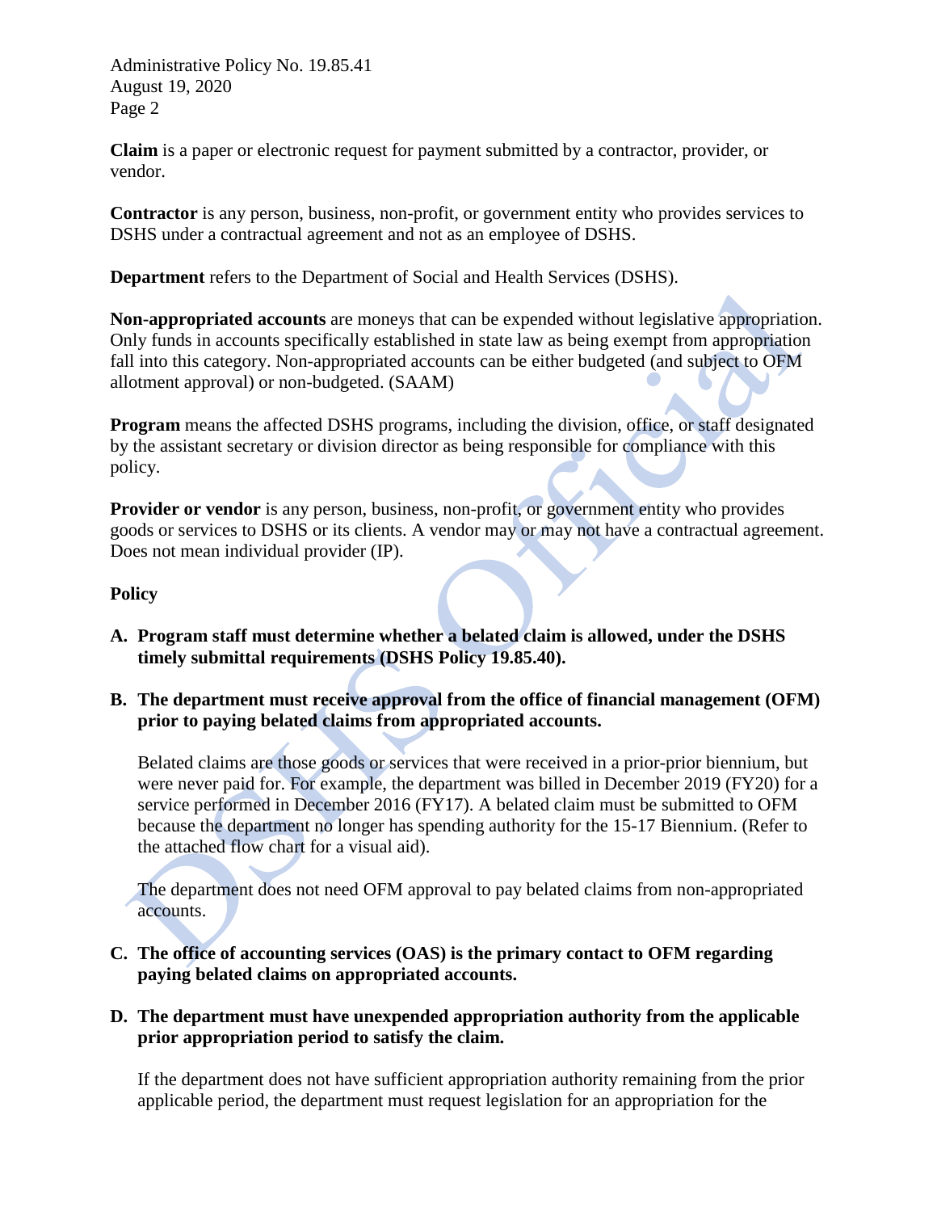**Claim** is a paper or electronic request for payment submitted by a contractor, provider, or vendor.

**Contractor** is any person, business, non-profit, or government entity who provides services to DSHS under a contractual agreement and not as an employee of DSHS.

**Department** refers to the Department of Social and Health Services (DSHS).

**Non-appropriated accounts** are moneys that can be expended without legislative appropriation. Only funds in accounts specifically established in state law as being exempt from appropriation fall into this category. Non-appropriated accounts can be either budgeted (and subject to OFM allotment approval) or non-budgeted. (SAAM)

**Program** means the affected DSHS programs, including the division, office, or staff designated by the assistant secretary or division director as being responsible for compliance with this policy.

**Provider or vendor** is any person, business, non-profit, or government entity who provides goods or services to DSHS or its clients. A vendor may or may not have a contractual agreement. Does not mean individual provider (IP).

**Policy**

**A. Program staff must determine whether a belated claim is allowed, under the DSHS timely submittal requirements (DSHS Policy 19.85.40).**

**B. The department must receive approval from the office of financial management (OFM) prior to paying belated claims from appropriated accounts.**

Belated claims are those goods or services that were received in a prior-prior biennium, but were never paid for. For example, the department was billed in December 2019 (FY20) for a service performed in December 2016 (FY17). A belated claim must be submitted to OFM because the department no longer has spending authority for the 15-17 Biennium. (Refer to the attached flow chart for a visual aid).

The department does not need OFM approval to pay belated claims from non-appropriated accounts.

**C. The office of accounting services (OAS) is the primary contact to OFM regarding paying belated claims on appropriated accounts.**

**D. The department must have unexpended appropriation authority from the applicable prior appropriation period to satisfy the claim.**

If the department does not have sufficient appropriation authority remaining from the prior applicable period, the department must request legislation for an appropriation for the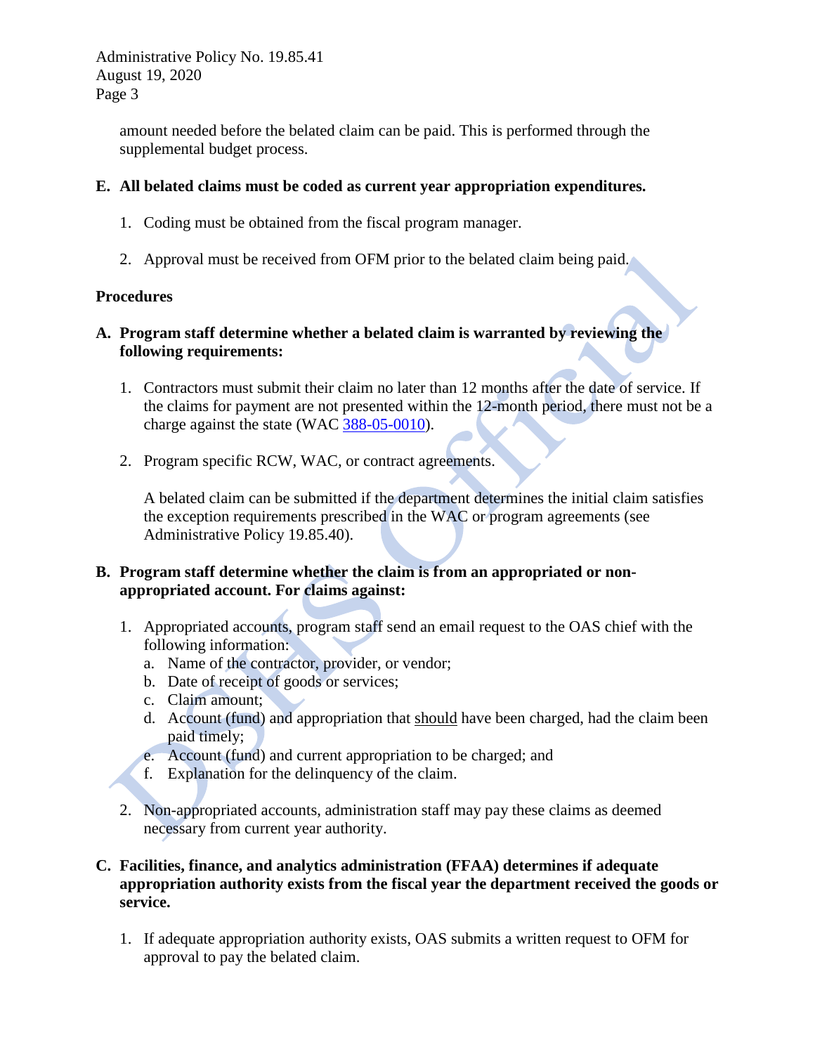amount needed before the belated claim can be paid. This is performed through the supplemental budget process.

**E. All belated claims must be coded as current year appropriation expenditures.**

1. Coding must be obtained from the fiscal program manager.

2. Approval must be received from OFM prior to the belated claim being paid.

**Procedures**

**A. Program staff determine whether a belated claim is warranted by reviewing the following requirements:**

1. Contractors must submit their claim no later than 12 months after the date of service. If the claims for payment are not presented within the 12-month period, there must not be a charge against the state (WAC 388-05-0010).

2. Program specific RCW, WAC, or contract agreements.

   A belated claim can be submitted if the department determines the initial claim satisfies the exception requirements prescribed in the WAC or program agreements (see Administrative Policy 19.85.40).

**B. Program staff determine whether the claim is from an appropriated or non-appropriated account. For claims against:**

1. Appropriated accounts, program staff send an email request to the OAS chief with the following information:
   a. Name of the contractor, provider, or vendor;
   b. Date of receipt of goods or services;
   c. Claim amount;
   d. Account (fund) and appropriation that should have been charged, had the claim been paid timely;
   e. Account (fund) and current appropriation to be charged; and
   f. Explanation for the delinquency of the claim.

2. Non-appropriated accounts, administration staff may pay these claims as deemed necessary from current year authority.

**C. Facilities, finance, and analytics administration (FFAA) determines if adequate appropriation authority exists from the fiscal year the department received the goods or service.**

1. If adequate appropriation authority exists, OAS submits a written request to OFM for approval to pay the belated claim.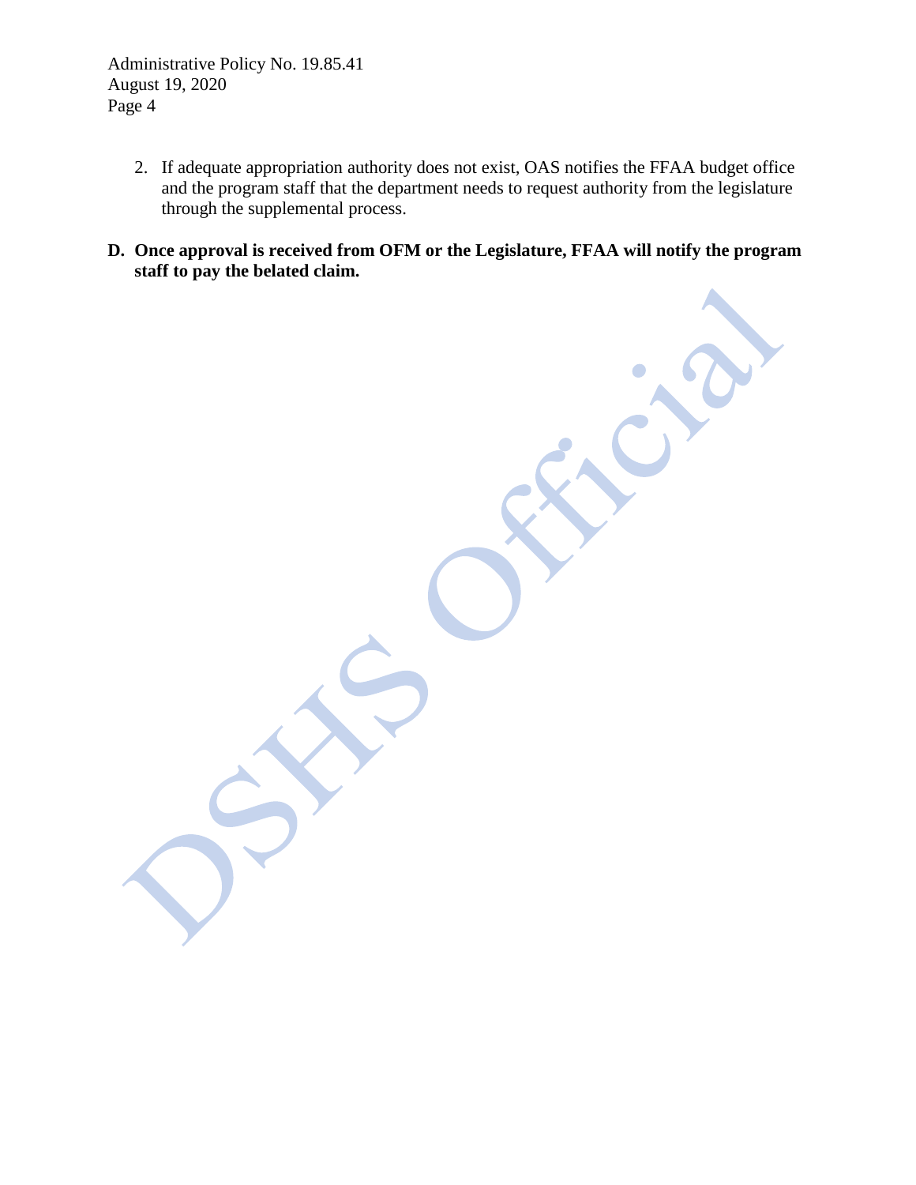2. If adequate appropriation authority does not exist, OAS notifies the FFAA budget office and the program staff that the department needs to request authority from the legislature through the supplemental process.

**D. Once approval is received from OFM or the Legislature, FFAA will notify the program staff to pay the belated claim.**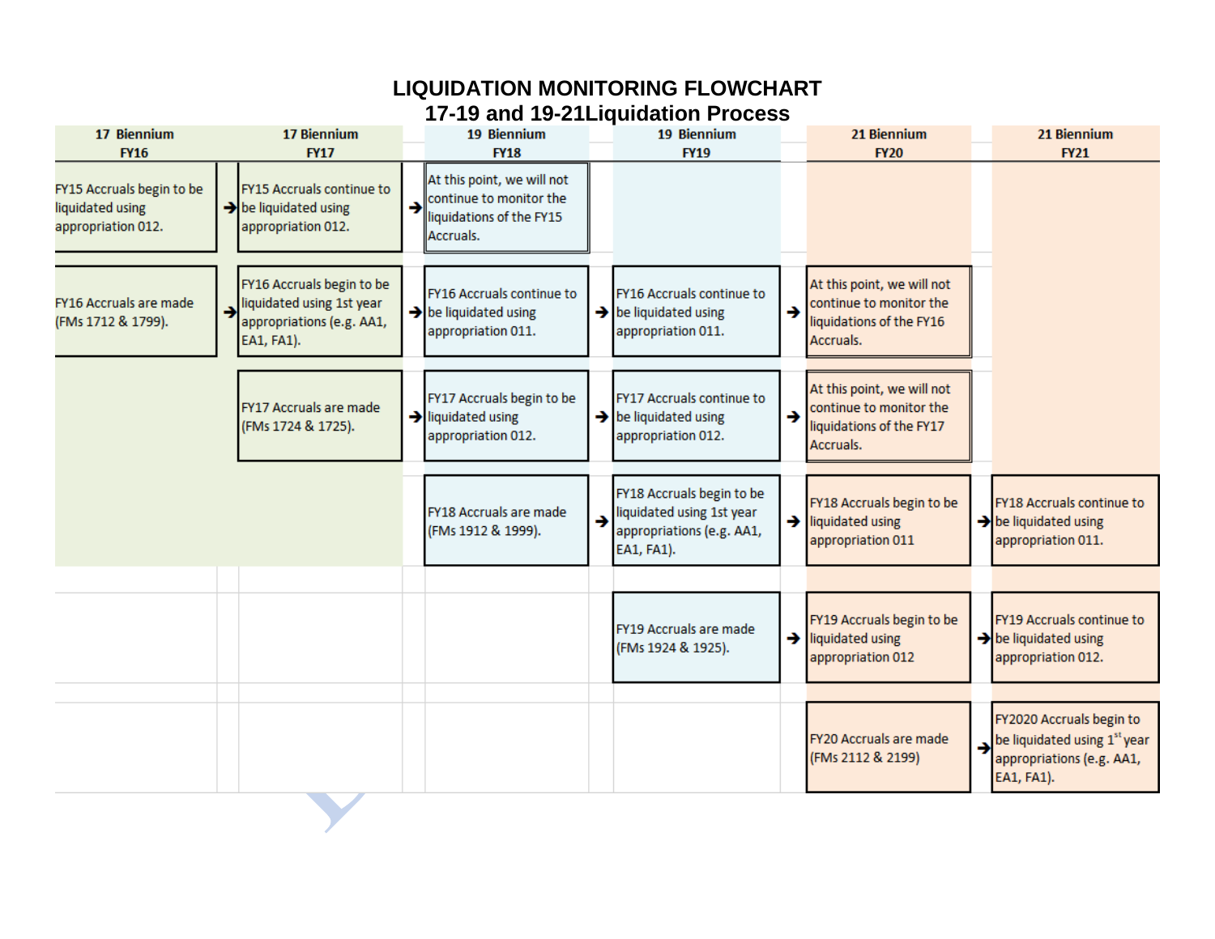# LIQUIDATION MONITORING FLOWCHART
## 17-19 and 19-21Liquidation Process

| 17 Biennium FY16 | 17 Biennium FY17 | 19 Biennium FY18 | 19 Biennium FY19 | 21 Biennium FY20 | 21 Biennium FY21 |
|---|---|---|---|---|---|
| FY15 Accruals begin to be liquidated using appropriation 012. → | FY15 Accruals continue to be liquidated using appropriation 012. → | At this point, we will not continue to monitor the liquidations of the FY15 Accruals. | | | |
| FY16 Accruals are made (FMs 1712 & 1799). → | FY16 Accruals begin to be liquidated using 1st year appropriations (e.g. AA1, EA1, FA1). → | FY16 Accruals continue to be liquidated using appropriation 011. → | FY16 Accruals continue to be liquidated using appropriation 011. → | At this point, we will not continue to monitor the liquidations of the FY16 Accruals. | |
| | FY17 Accruals are made (FMs 1724 & 1725). → | FY17 Accruals begin to be liquidated using appropriation 012. → | FY17 Accruals continue to be liquidated using appropriation 012. → | At this point, we will not continue to monitor the liquidations of the FY17 Accruals. | |
| | | FY18 Accruals are made (FMs 1912 & 1999). → | FY18 Accruals begin to be liquidated using 1st year appropriations (e.g. AA1, EA1, FA1). → | FY18 Accruals begin to be liquidated using appropriation 011 → | FY18 Accruals continue to be liquidated using appropriation 011. |
| | | | FY19 Accruals are made (FMs 1924 & 1925). → | FY19 Accruals begin to be liquidated using appropriation 012 → | FY19 Accruals continue to be liquidated using appropriation 012. |
| | | | | FY20 Accruals are made (FMs 2112 & 2199) → | FY2020 Accruals begin to be liquidated using 1st year appropriations (e.g. AA1, EA1, FA1). |